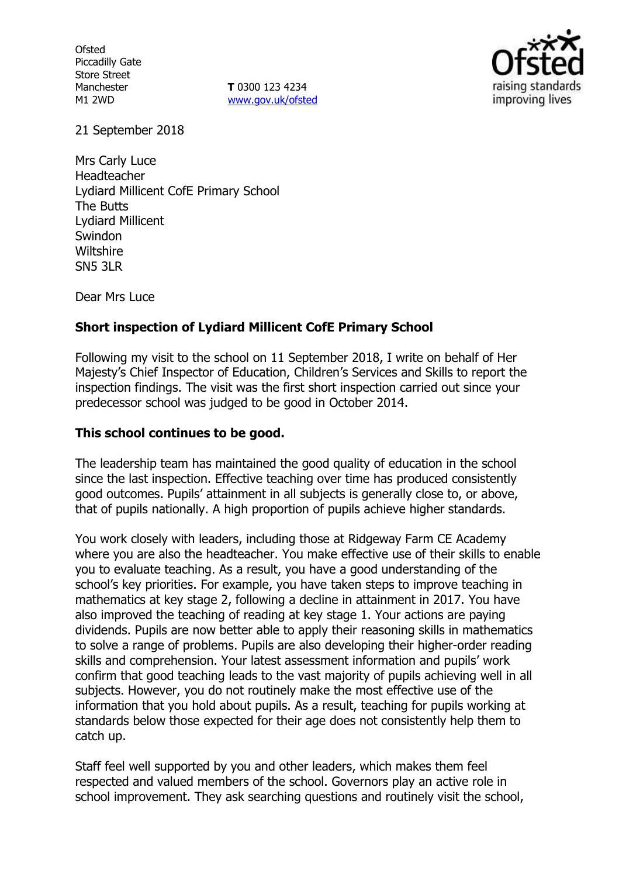Ofsted
Piccadilly Gate
Store Street
Manchester
M1 2WD

**T** 0300 123 4234
www.gov.uk/ofsted

21 September 2018

Mrs Carly Luce
Headteacher
Lydiard Millicent CofE Primary School
The Butts
Lydiard Millicent
Swindon
Wiltshire
SN5 3LR

Dear Mrs Luce

**Short inspection of Lydiard Millicent CofE Primary School**

Following my visit to the school on 11 September 2018, I write on behalf of Her Majesty's Chief Inspector of Education, Children's Services and Skills to report the inspection findings. The visit was the first short inspection carried out since your predecessor school was judged to be good in October 2014.

**This school continues to be good.**

The leadership team has maintained the good quality of education in the school since the last inspection. Effective teaching over time has produced consistently good outcomes. Pupils' attainment in all subjects is generally close to, or above, that of pupils nationally. A high proportion of pupils achieve higher standards.

You work closely with leaders, including those at Ridgeway Farm CE Academy where you are also the headteacher. You make effective use of their skills to enable you to evaluate teaching. As a result, you have a good understanding of the school's key priorities. For example, you have taken steps to improve teaching in mathematics at key stage 2, following a decline in attainment in 2017. You have also improved the teaching of reading at key stage 1. Your actions are paying dividends. Pupils are now better able to apply their reasoning skills in mathematics to solve a range of problems. Pupils are also developing their higher-order reading skills and comprehension. Your latest assessment information and pupils' work confirm that good teaching leads to the vast majority of pupils achieving well in all subjects. However, you do not routinely make the most effective use of the information that you hold about pupils. As a result, teaching for pupils working at standards below those expected for their age does not consistently help them to catch up.

Staff feel well supported by you and other leaders, which makes them feel respected and valued members of the school. Governors play an active role in school improvement. They ask searching questions and routinely visit the school,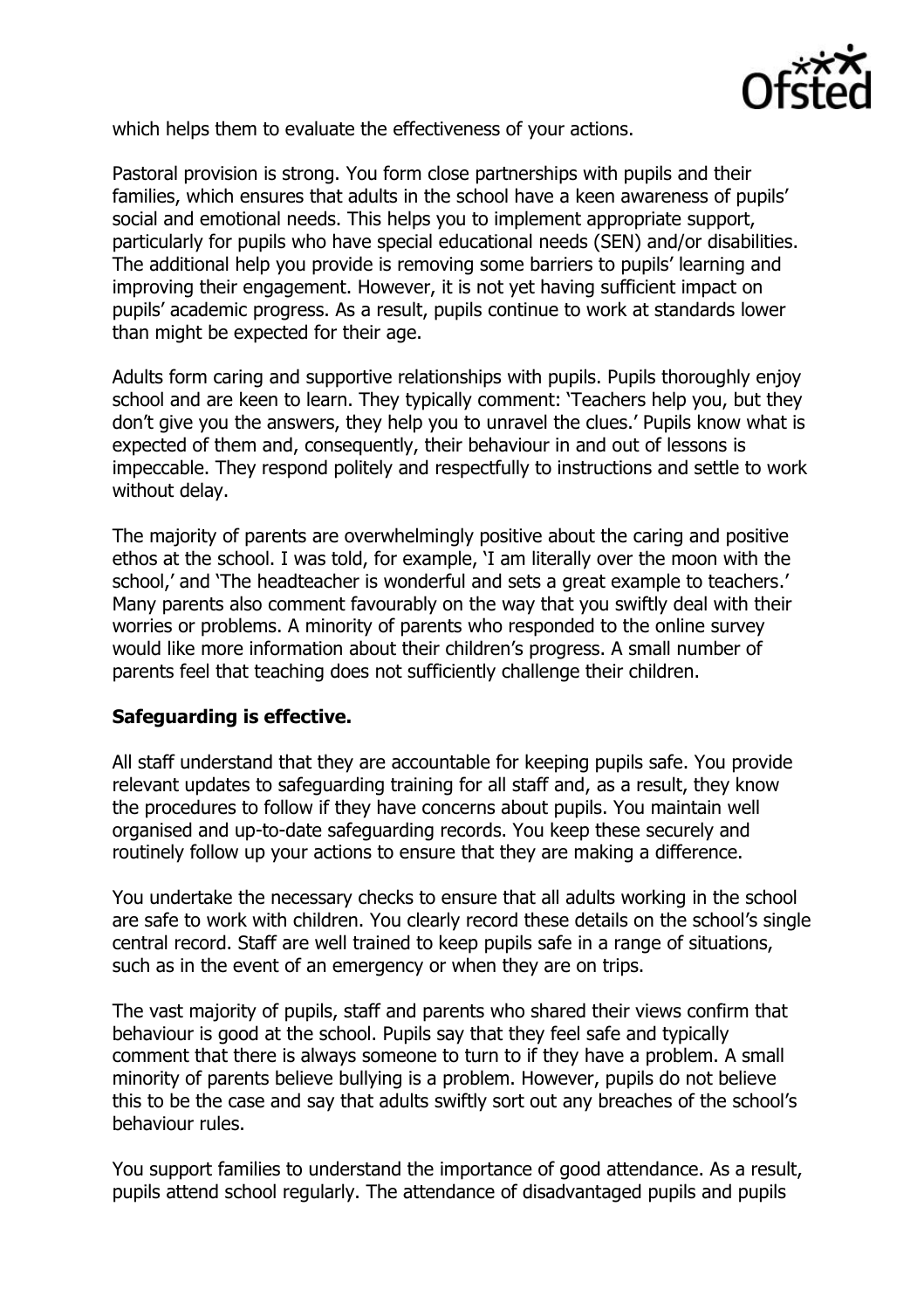which helps them to evaluate the effectiveness of your actions.

Pastoral provision is strong. You form close partnerships with pupils and their families, which ensures that adults in the school have a keen awareness of pupils' social and emotional needs. This helps you to implement appropriate support, particularly for pupils who have special educational needs (SEN) and/or disabilities. The additional help you provide is removing some barriers to pupils' learning and improving their engagement. However, it is not yet having sufficient impact on pupils' academic progress. As a result, pupils continue to work at standards lower than might be expected for their age.

Adults form caring and supportive relationships with pupils. Pupils thoroughly enjoy school and are keen to learn. They typically comment: 'Teachers help you, but they don't give you the answers, they help you to unravel the clues.' Pupils know what is expected of them and, consequently, their behaviour in and out of lessons is impeccable. They respond politely and respectfully to instructions and settle to work without delay.

The majority of parents are overwhelmingly positive about the caring and positive ethos at the school. I was told, for example, 'I am literally over the moon with the school,' and 'The headteacher is wonderful and sets a great example to teachers.' Many parents also comment favourably on the way that you swiftly deal with their worries or problems. A minority of parents who responded to the online survey would like more information about their children's progress. A small number of parents feel that teaching does not sufficiently challenge their children.

**Safeguarding is effective.**

All staff understand that they are accountable for keeping pupils safe. You provide relevant updates to safeguarding training for all staff and, as a result, they know the procedures to follow if they have concerns about pupils. You maintain well organised and up-to-date safeguarding records. You keep these securely and routinely follow up your actions to ensure that they are making a difference.

You undertake the necessary checks to ensure that all adults working in the school are safe to work with children. You clearly record these details on the school's single central record. Staff are well trained to keep pupils safe in a range of situations, such as in the event of an emergency or when they are on trips.

The vast majority of pupils, staff and parents who shared their views confirm that behaviour is good at the school. Pupils say that they feel safe and typically comment that there is always someone to turn to if they have a problem. A small minority of parents believe bullying is a problem. However, pupils do not believe this to be the case and say that adults swiftly sort out any breaches of the school's behaviour rules.

You support families to understand the importance of good attendance. As a result, pupils attend school regularly. The attendance of disadvantaged pupils and pupils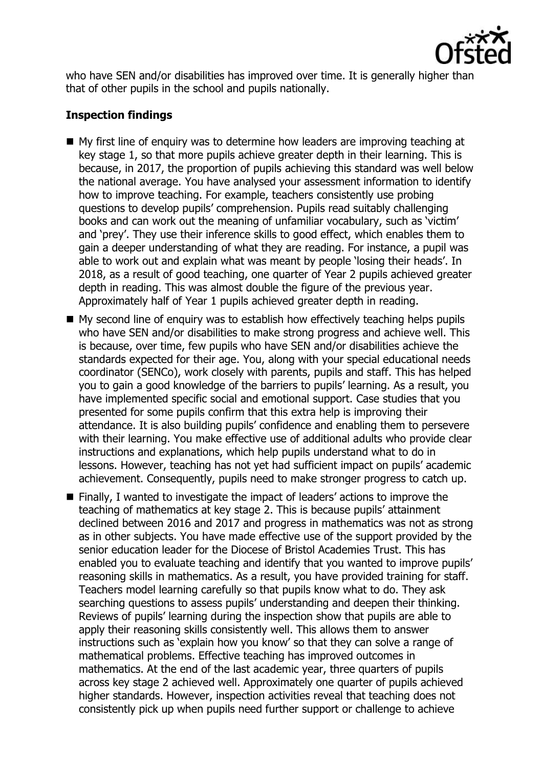who have SEN and/or disabilities has improved over time. It is generally higher than that of other pupils in the school and pupils nationally.

**Inspection findings**

- My first line of enquiry was to determine how leaders are improving teaching at key stage 1, so that more pupils achieve greater depth in their learning. This is because, in 2017, the proportion of pupils achieving this standard was well below the national average. You have analysed your assessment information to identify how to improve teaching. For example, teachers consistently use probing questions to develop pupils' comprehension. Pupils read suitably challenging books and can work out the meaning of unfamiliar vocabulary, such as 'victim' and 'prey'. They use their inference skills to good effect, which enables them to gain a deeper understanding of what they are reading. For instance, a pupil was able to work out and explain what was meant by people 'losing their heads'. In 2018, as a result of good teaching, one quarter of Year 2 pupils achieved greater depth in reading. This was almost double the figure of the previous year. Approximately half of Year 1 pupils achieved greater depth in reading.
- My second line of enquiry was to establish how effectively teaching helps pupils who have SEN and/or disabilities to make strong progress and achieve well. This is because, over time, few pupils who have SEN and/or disabilities achieve the standards expected for their age. You, along with your special educational needs coordinator (SENCo), work closely with parents, pupils and staff. This has helped you to gain a good knowledge of the barriers to pupils' learning. As a result, you have implemented specific social and emotional support. Case studies that you presented for some pupils confirm that this extra help is improving their attendance. It is also building pupils' confidence and enabling them to persevere with their learning. You make effective use of additional adults who provide clear instructions and explanations, which help pupils understand what to do in lessons. However, teaching has not yet had sufficient impact on pupils' academic achievement. Consequently, pupils need to make stronger progress to catch up.
- Finally, I wanted to investigate the impact of leaders' actions to improve the teaching of mathematics at key stage 2. This is because pupils' attainment declined between 2016 and 2017 and progress in mathematics was not as strong as in other subjects. You have made effective use of the support provided by the senior education leader for the Diocese of Bristol Academies Trust. This has enabled you to evaluate teaching and identify that you wanted to improve pupils' reasoning skills in mathematics. As a result, you have provided training for staff. Teachers model learning carefully so that pupils know what to do. They ask searching questions to assess pupils' understanding and deepen their thinking. Reviews of pupils' learning during the inspection show that pupils are able to apply their reasoning skills consistently well. This allows them to answer instructions such as 'explain how you know' so that they can solve a range of mathematical problems. Effective teaching has improved outcomes in mathematics. At the end of the last academic year, three quarters of pupils across key stage 2 achieved well. Approximately one quarter of pupils achieved higher standards. However, inspection activities reveal that teaching does not consistently pick up when pupils need further support or challenge to achieve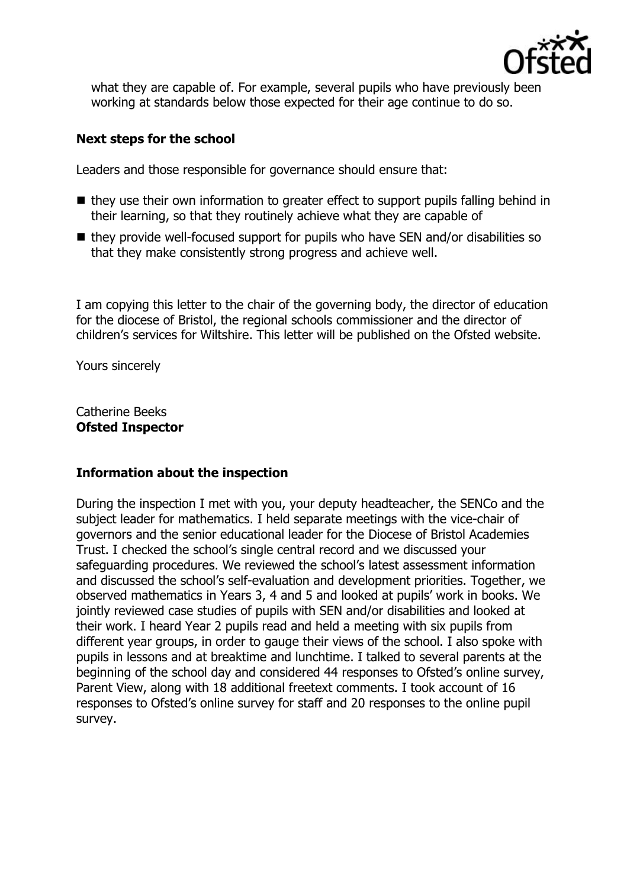what they are capable of. For example, several pupils who have previously been working at standards below those expected for their age continue to do so.

## Next steps for the school

Leaders and those responsible for governance should ensure that:

- they use their own information to greater effect to support pupils falling behind in their learning, so that they routinely achieve what they are capable of
- they provide well-focused support for pupils who have SEN and/or disabilities so that they make consistently strong progress and achieve well.

I am copying this letter to the chair of the governing body, the director of education for the diocese of Bristol, the regional schools commissioner and the director of children's services for Wiltshire. This letter will be published on the Ofsted website.

Yours sincerely

Catherine Beeks
**Ofsted Inspector**

## Information about the inspection

During the inspection I met with you, your deputy headteacher, the SENCo and the subject leader for mathematics. I held separate meetings with the vice-chair of governors and the senior educational leader for the Diocese of Bristol Academies Trust. I checked the school's single central record and we discussed your safeguarding procedures. We reviewed the school's latest assessment information and discussed the school's self-evaluation and development priorities. Together, we observed mathematics in Years 3, 4 and 5 and looked at pupils' work in books. We jointly reviewed case studies of pupils with SEN and/or disabilities and looked at their work. I heard Year 2 pupils read and held a meeting with six pupils from different year groups, in order to gauge their views of the school. I also spoke with pupils in lessons and at breaktime and lunchtime. I talked to several parents at the beginning of the school day and considered 44 responses to Ofsted's online survey, Parent View, along with 18 additional freetext comments. I took account of 16 responses to Ofsted's online survey for staff and 20 responses to the online pupil survey.